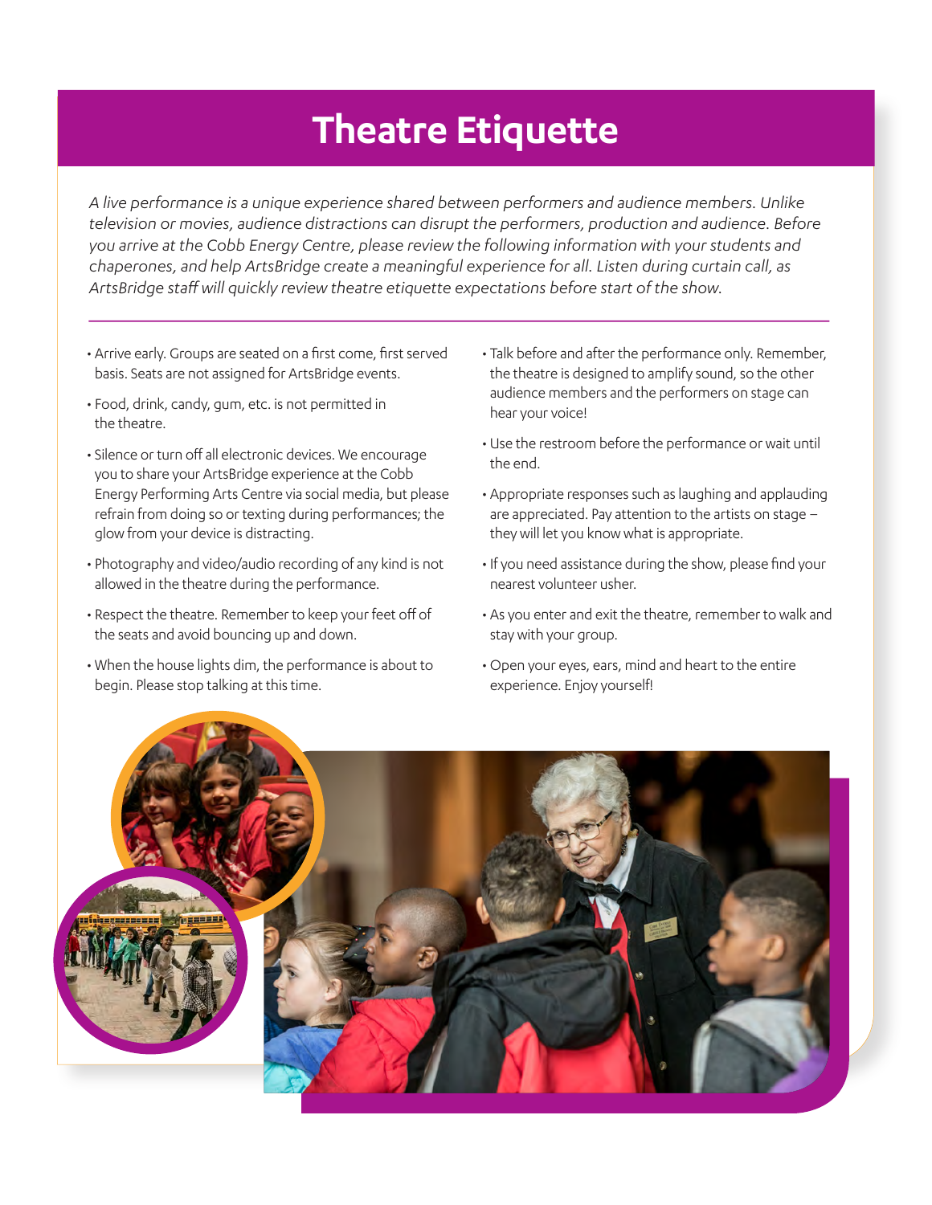# Theatre Etiquette

*A live performance is a unique experience shared between performers and audience members. Unlike television or movies, audience distractions can disrupt the performers, production and audience. Before you arrive at the Cobb Energy Centre, please review the following information with your students and chaperones, and help ArtsBridge create a meaningful experience for all. Listen during curtain call, as ArtsBridge staff will quickly review theatre etiquette expectations before start of the show.*

- Arrive early. Groups are seated on a first come, first served basis. Seats are not assigned for ArtsBridge events.
- Food, drink, candy, gum, etc. is not permitted in the theatre.
- Silence or turn off all electronic devices. We encourage you to share your ArtsBridge experience at the Cobb Energy Performing Arts Centre via social media, but please refrain from doing so or texting during performances; the glow from your device is distracting.
- Photography and video/audio recording of any kind is not allowed in the theatre during the performance.
- Respect the theatre. Remember to keep your feet off of the seats and avoid bouncing up and down.
- When the house lights dim, the performance is about to begin. Please stop talking at this time.
- Talk before and after the performance only. Remember, the theatre is designed to amplify sound, so the other audience members and the performers on stage can hear your voice!
- Use the restroom before the performance or wait until the end.
- Appropriate responses such as laughing and applauding are appreciated. Pay attention to the artists on stage – they will let you know what is appropriate.
- If you need assistance during the show, please find your nearest volunteer usher.
- As you enter and exit the theatre, remember to walk and stay with your group.
- Open your eyes, ears, mind and heart to the entire experience. Enjoy yourself!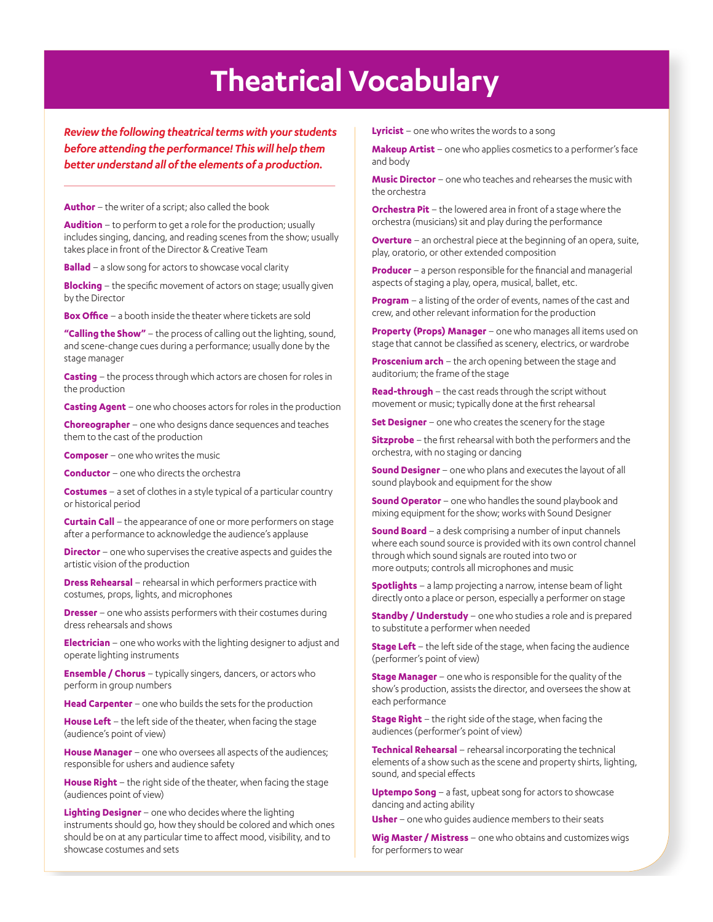# Theatrical Vocabulary

***Review the following theatrical terms with your students before attending the performance! This will help them better understand all of the elements of a production.***

**Author** – the writer of a script; also called the book

**Audition** – to perform to get a role for the production; usually includes singing, dancing, and reading scenes from the show; usually takes place in front of the Director & Creative Team

**Ballad** – a slow song for actors to showcase vocal clarity

**Blocking** – the specific movement of actors on stage; usually given by the Director

**Box Office** – a booth inside the theater where tickets are sold

**"Calling the Show"** – the process of calling out the lighting, sound, and scene-change cues during a performance; usually done by the stage manager

**Casting** – the process through which actors are chosen for roles in the production

**Casting Agent** – one who chooses actors for roles in the production

**Choreographer** – one who designs dance sequences and teaches them to the cast of the production

**Composer** – one who writes the music

**Conductor** – one who directs the orchestra

**Costumes** – a set of clothes in a style typical of a particular country or historical period

**Curtain Call** – the appearance of one or more performers on stage after a performance to acknowledge the audience's applause

**Director** – one who supervises the creative aspects and guides the artistic vision of the production

**Dress Rehearsal** – rehearsal in which performers practice with costumes, props, lights, and microphones

**Dresser** – one who assists performers with their costumes during dress rehearsals and shows

**Electrician** – one who works with the lighting designer to adjust and operate lighting instruments

**Ensemble / Chorus** – typically singers, dancers, or actors who perform in group numbers

**Head Carpenter** – one who builds the sets for the production

**House Left** – the left side of the theater, when facing the stage (audience's point of view)

**House Manager** – one who oversees all aspects of the audiences; responsible for ushers and audience safety

**House Right** – the right side of the theater, when facing the stage (audiences point of view)

**Lighting Designer** – one who decides where the lighting instruments should go, how they should be colored and which ones should be on at any particular time to affect mood, visibility, and to showcase costumes and sets

**Lyricist** – one who writes the words to a song

**Makeup Artist** – one who applies cosmetics to a performer's face and body

**Music Director** – one who teaches and rehearses the music with the orchestra

**Orchestra Pit** – the lowered area in front of a stage where the orchestra (musicians) sit and play during the performance

**Overture** – an orchestral piece at the beginning of an opera, suite, play, oratorio, or other extended composition

**Producer** – a person responsible for the financial and managerial aspects of staging a play, opera, musical, ballet, etc.

**Program** – a listing of the order of events, names of the cast and crew, and other relevant information for the production

**Property (Props) Manager** – one who manages all items used on stage that cannot be classified as scenery, electrics, or wardrobe

**Proscenium arch** – the arch opening between the stage and auditorium; the frame of the stage

**Read-through** – the cast reads through the script without movement or music; typically done at the first rehearsal

**Set Designer** – one who creates the scenery for the stage

**Sitzprobe** – the first rehearsal with both the performers and the orchestra, with no staging or dancing

**Sound Designer** – one who plans and executes the layout of all sound playbook and equipment for the show

**Sound Operator** – one who handles the sound playbook and mixing equipment for the show; works with Sound Designer

**Sound Board** – a desk comprising a number of input channels where each sound source is provided with its own control channel through which sound signals are routed into two or more outputs; controls all microphones and music

**Spotlights** – a lamp projecting a narrow, intense beam of light directly onto a place or person, especially a performer on stage

**Standby / Understudy** – one who studies a role and is prepared to substitute a performer when needed

**Stage Left** – the left side of the stage, when facing the audience (performer's point of view)

**Stage Manager** – one who is responsible for the quality of the show's production, assists the director, and oversees the show at each performance

**Stage Right** – the right side of the stage, when facing the audiences (performer's point of view)

**Technical Rehearsal** – rehearsal incorporating the technical elements of a show such as the scene and property shirts, lighting, sound, and special effects

**Uptempo Song** – a fast, upbeat song for actors to showcase dancing and acting ability

**Usher** – one who guides audience members to their seats

**Wig Master / Mistress** – one who obtains and customizes wigs for performers to wear